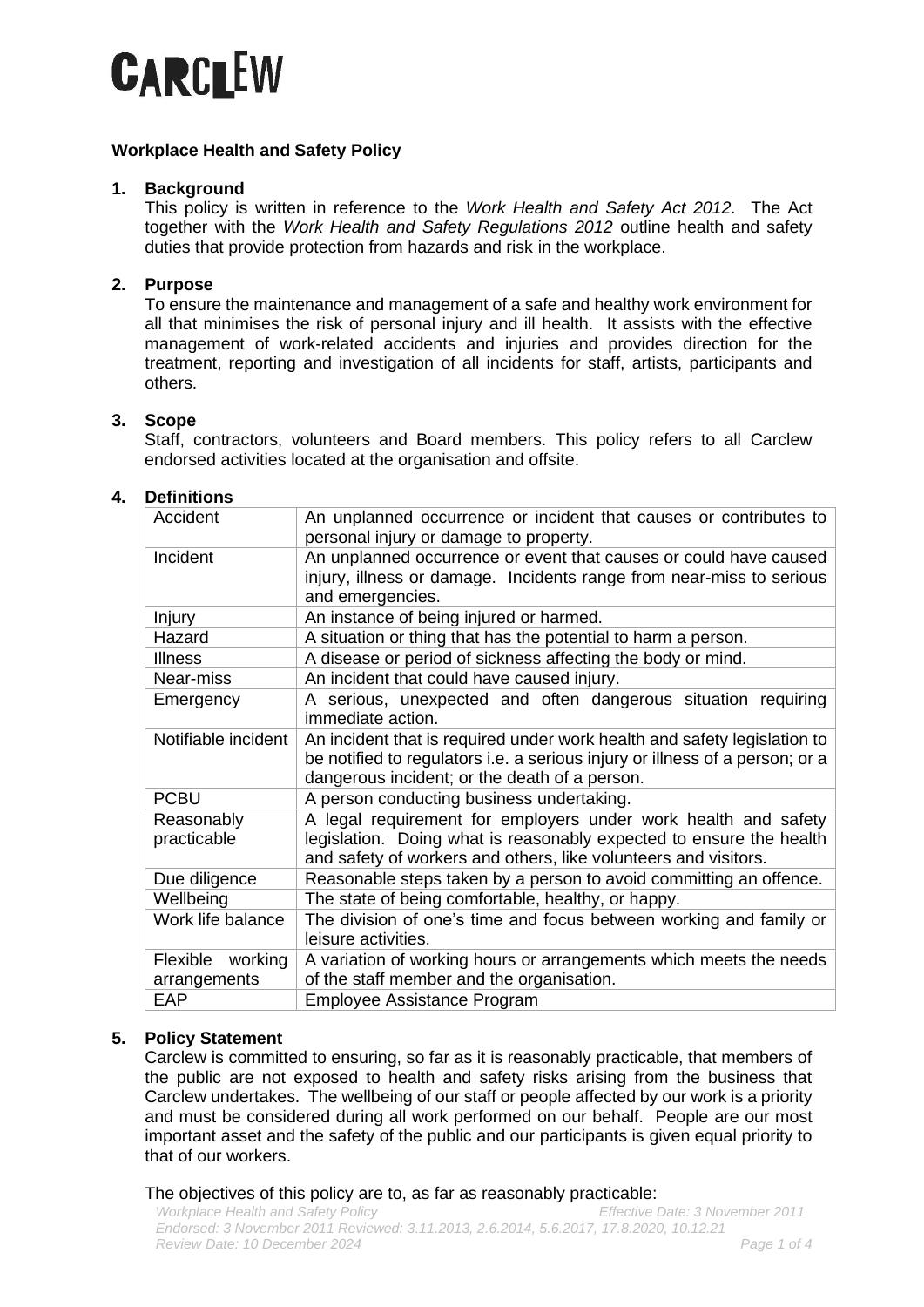**Workplace Health and Safety Policy**

**1. Background**

This policy is written in reference to the *Work Health and Safety Act 2012*. The Act together with the *Work Health and Safety Regulations 2012* outline health and safety duties that provide protection from hazards and risk in the workplace.

**2. Purpose**

To ensure the maintenance and management of a safe and healthy work environment for all that minimises the risk of personal injury and ill health. It assists with the effective management of work-related accidents and injuries and provides direction for the treatment, reporting and investigation of all incidents for staff, artists, participants and others.

**3. Scope**

Staff, contractors, volunteers and Board members. This policy refers to all Carclew endorsed activities located at the organisation and offsite.

**4. Definitions**

| | |
|---|---|
| Accident | An unplanned occurrence or incident that causes or contributes to personal injury or damage to property. |
| Incident | An unplanned occurrence or event that causes or could have caused injury, illness or damage. Incidents range from near-miss to serious and emergencies. |
| Injury | An instance of being injured or harmed. |
| Hazard | A situation or thing that has the potential to harm a person. |
| Illness | A disease or period of sickness affecting the body or mind. |
| Near-miss | An incident that could have caused injury. |
| Emergency | A serious, unexpected and often dangerous situation requiring immediate action. |
| Notifiable incident | An incident that is required under work health and safety legislation to be notified to regulators i.e. a serious injury or illness of a person; or a dangerous incident; or the death of a person. |
| PCBU | A person conducting business undertaking. |
| Reasonably practicable | A legal requirement for employers under work health and safety legislation. Doing what is reasonably expected to ensure the health and safety of workers and others, like volunteers and visitors. |
| Due diligence | Reasonable steps taken by a person to avoid committing an offence. |
| Wellbeing | The state of being comfortable, healthy, or happy. |
| Work life balance | The division of one's time and focus between working and family or leisure activities. |
| Flexible working arrangements | A variation of working hours or arrangements which meets the needs of the staff member and the organisation. |
| EAP | Employee Assistance Program |

**5. Policy Statement**

Carclew is committed to ensuring, so far as it is reasonably practicable, that members of the public are not exposed to health and safety risks arising from the business that Carclew undertakes. The wellbeing of our staff or people affected by our work is a priority and must be considered during all work performed on our behalf. People are our most important asset and the safety of the public and our participants is given equal priority to that of our workers.

The objectives of this policy are to, as far as reasonably practicable: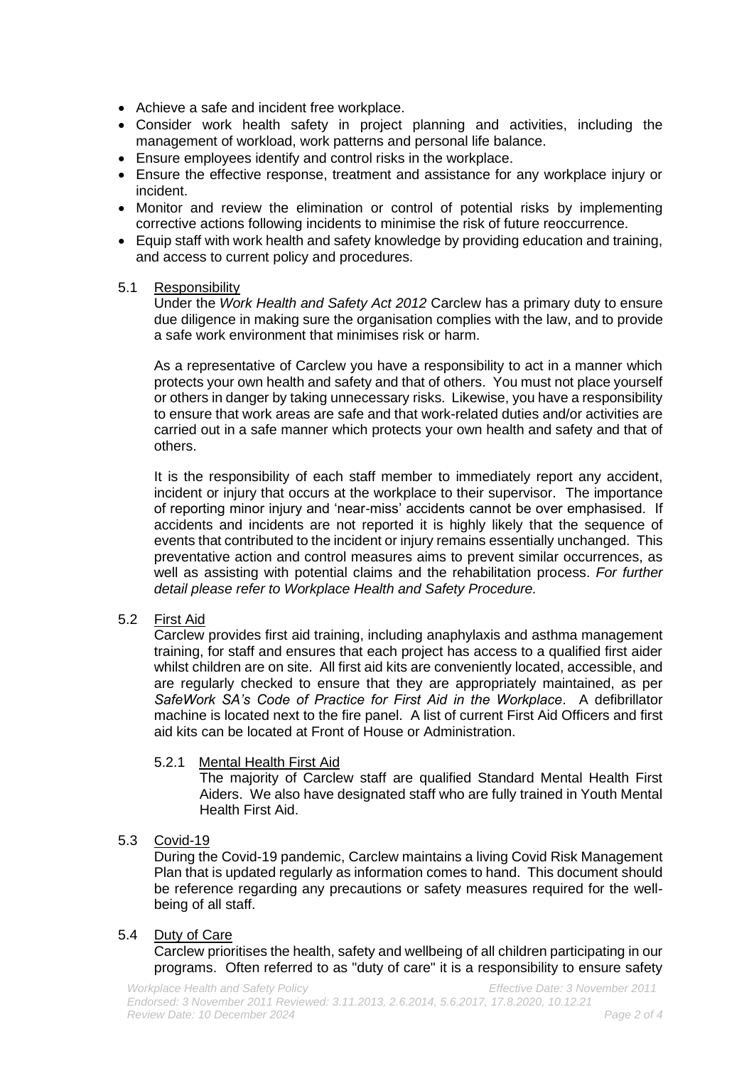- Achieve a safe and incident free workplace.
- Consider work health safety in project planning and activities, including the management of workload, work patterns and personal life balance.
- Ensure employees identify and control risks in the workplace.
- Ensure the effective response, treatment and assistance for any workplace injury or incident.
- Monitor and review the elimination or control of potential risks by implementing corrective actions following incidents to minimise the risk of future reoccurrence.
- Equip staff with work health and safety knowledge by providing education and training, and access to current policy and procedures.

### 5.1 Responsibility

Under the *Work Health and Safety Act 2012* Carclew has a primary duty to ensure due diligence in making sure the organisation complies with the law, and to provide a safe work environment that minimises risk or harm.

As a representative of Carclew you have a responsibility to act in a manner which protects your own health and safety and that of others. You must not place yourself or others in danger by taking unnecessary risks. Likewise, you have a responsibility to ensure that work areas are safe and that work-related duties and/or activities are carried out in a safe manner which protects your own health and safety and that of others.

It is the responsibility of each staff member to immediately report any accident, incident or injury that occurs at the workplace to their supervisor. The importance of reporting minor injury and 'near-miss' accidents cannot be over emphasised. If accidents and incidents are not reported it is highly likely that the sequence of events that contributed to the incident or injury remains essentially unchanged. This preventative action and control measures aims to prevent similar occurrences, as well as assisting with potential claims and the rehabilitation process. *For further detail please refer to Workplace Health and Safety Procedure.*

### 5.2 First Aid

Carclew provides first aid training, including anaphylaxis and asthma management training, for staff and ensures that each project has access to a qualified first aider whilst children are on site. All first aid kits are conveniently located, accessible, and are regularly checked to ensure that they are appropriately maintained, as per *SafeWork SA's Code of Practice for First Aid in the Workplace*. A defibrillator machine is located next to the fire panel. A list of current First Aid Officers and first aid kits can be located at Front of House or Administration.

#### 5.2.1 Mental Health First Aid

The majority of Carclew staff are qualified Standard Mental Health First Aiders. We also have designated staff who are fully trained in Youth Mental Health First Aid.

### 5.3 Covid-19

During the Covid-19 pandemic, Carclew maintains a living Covid Risk Management Plan that is updated regularly as information comes to hand. This document should be reference regarding any precautions or safety measures required for the well-being of all staff.

### 5.4 Duty of Care

Carclew prioritises the health, safety and wellbeing of all children participating in our programs. Often referred to as "duty of care" it is a responsibility to ensure safety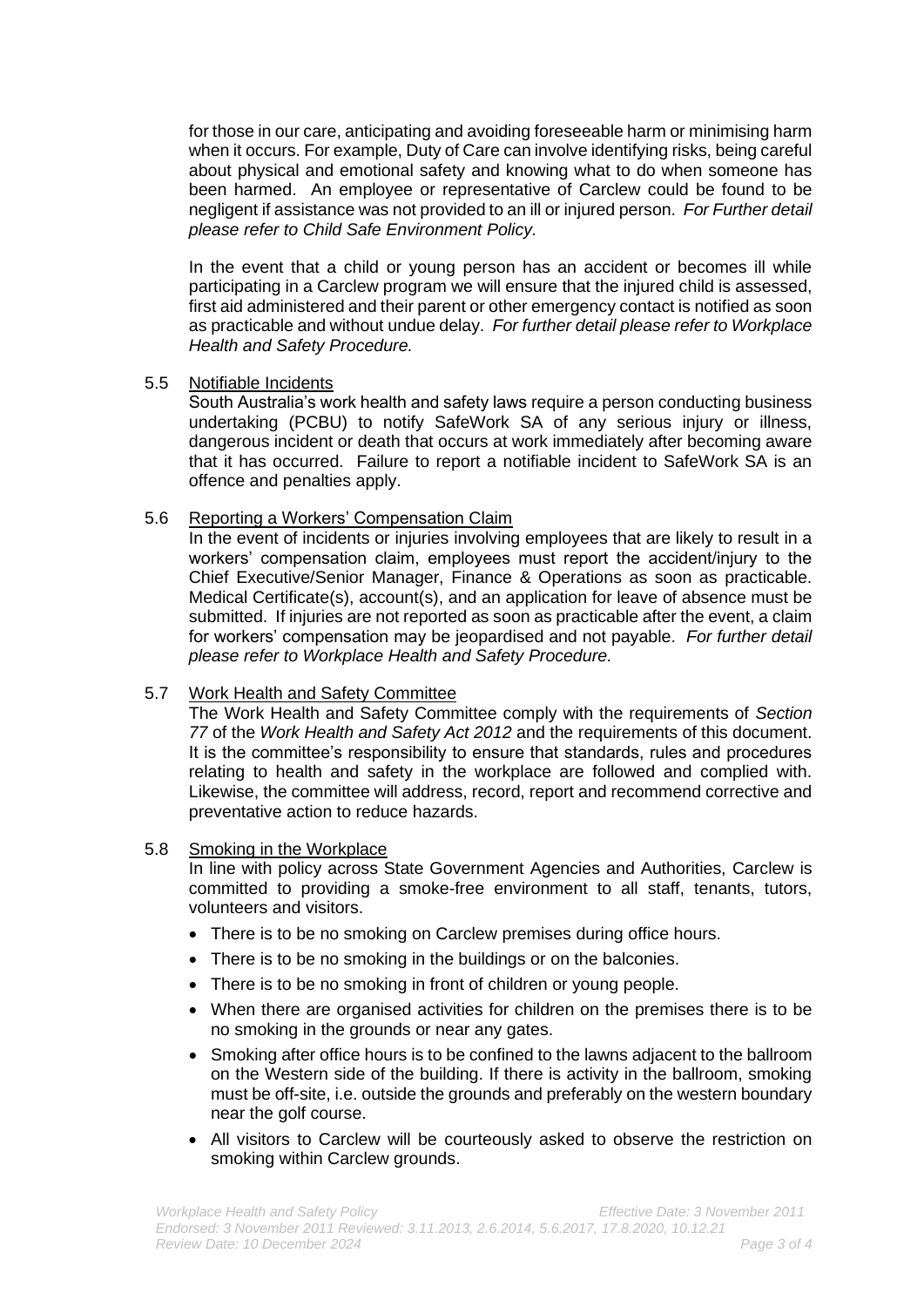for those in our care, anticipating and avoiding foreseeable harm or minimising harm when it occurs. For example, Duty of Care can involve identifying risks, being careful about physical and emotional safety and knowing what to do when someone has been harmed. An employee or representative of Carclew could be found to be negligent if assistance was not provided to an ill or injured person. *For Further detail please refer to Child Safe Environment Policy.*

In the event that a child or young person has an accident or becomes ill while participating in a Carclew program we will ensure that the injured child is assessed, first aid administered and their parent or other emergency contact is notified as soon as practicable and without undue delay. *For further detail please refer to Workplace Health and Safety Procedure.*

5.5 Notifiable Incidents

South Australia's work health and safety laws require a person conducting business undertaking (PCBU) to notify SafeWork SA of any serious injury or illness, dangerous incident or death that occurs at work immediately after becoming aware that it has occurred. Failure to report a notifiable incident to SafeWork SA is an offence and penalties apply.

5.6 Reporting a Workers' Compensation Claim

In the event of incidents or injuries involving employees that are likely to result in a workers' compensation claim, employees must report the accident/injury to the Chief Executive/Senior Manager, Finance & Operations as soon as practicable. Medical Certificate(s), account(s), and an application for leave of absence must be submitted. If injuries are not reported as soon as practicable after the event, a claim for workers' compensation may be jeopardised and not payable. *For further detail please refer to Workplace Health and Safety Procedure.*

5.7 Work Health and Safety Committee

The Work Health and Safety Committee comply with the requirements of *Section 77* of the *Work Health and Safety Act 2012* and the requirements of this document. It is the committee's responsibility to ensure that standards, rules and procedures relating to health and safety in the workplace are followed and complied with. Likewise, the committee will address, record, report and recommend corrective and preventative action to reduce hazards.

5.8 Smoking in the Workplace

In line with policy across State Government Agencies and Authorities, Carclew is committed to providing a smoke-free environment to all staff, tenants, tutors, volunteers and visitors.

- There is to be no smoking on Carclew premises during office hours.
- There is to be no smoking in the buildings or on the balconies.
- There is to be no smoking in front of children or young people.
- When there are organised activities for children on the premises there is to be no smoking in the grounds or near any gates.
- Smoking after office hours is to be confined to the lawns adjacent to the ballroom on the Western side of the building. If there is activity in the ballroom, smoking must be off-site, i.e. outside the grounds and preferably on the western boundary near the golf course.
- All visitors to Carclew will be courteously asked to observe the restriction on smoking within Carclew grounds.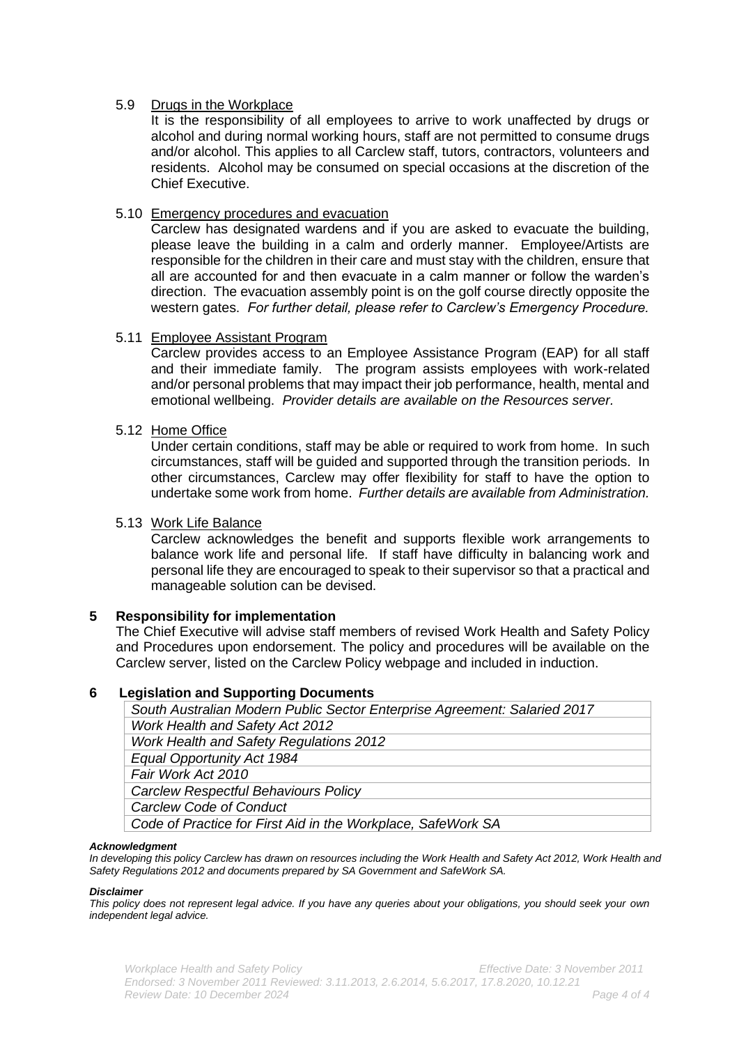### 5.9 Drugs in the Workplace

It is the responsibility of all employees to arrive to work unaffected by drugs or alcohol and during normal working hours, staff are not permitted to consume drugs and/or alcohol. This applies to all Carclew staff, tutors, contractors, volunteers and residents. Alcohol may be consumed on special occasions at the discretion of the Chief Executive.

### 5.10 Emergency procedures and evacuation

Carclew has designated wardens and if you are asked to evacuate the building, please leave the building in a calm and orderly manner. Employee/Artists are responsible for the children in their care and must stay with the children, ensure that all are accounted for and then evacuate in a calm manner or follow the warden's direction. The evacuation assembly point is on the golf course directly opposite the western gates. *For further detail, please refer to Carclew's Emergency Procedure.*

### 5.11 Employee Assistant Program

Carclew provides access to an Employee Assistance Program (EAP) for all staff and their immediate family. The program assists employees with work-related and/or personal problems that may impact their job performance, health, mental and emotional wellbeing. *Provider details are available on the Resources server.*

### 5.12 Home Office

Under certain conditions, staff may be able or required to work from home. In such circumstances, staff will be guided and supported through the transition periods. In other circumstances, Carclew may offer flexibility for staff to have the option to undertake some work from home. *Further details are available from Administration.*

### 5.13 Work Life Balance

Carclew acknowledges the benefit and supports flexible work arrangements to balance work life and personal life. If staff have difficulty in balancing work and personal life they are encouraged to speak to their supervisor so that a practical and manageable solution can be devised.

## 5 Responsibility for implementation

The Chief Executive will advise staff members of revised Work Health and Safety Policy and Procedures upon endorsement. The policy and procedures will be available on the Carclew server, listed on the Carclew Policy webpage and included in induction.

## 6 Legislation and Supporting Documents

| |
|---|
| *South Australian Modern Public Sector Enterprise Agreement: Salaried 2017* |
| *Work Health and Safety Act 2012* |
| *Work Health and Safety Regulations 2012* |
| *Equal Opportunity Act 1984* |
| *Fair Work Act 2010* |
| *Carclew Respectful Behaviours Policy* |
| *Carclew Code of Conduct* |
| *Code of Practice for First Aid in the Workplace, SafeWork SA* |

***Acknowledgment***

*In developing this policy Carclew has drawn on resources including the Work Health and Safety Act 2012, Work Health and Safety Regulations 2012 and documents prepared by SA Government and SafeWork SA.*

***Disclaimer***

*This policy does not represent legal advice. If you have any queries about your obligations, you should seek your own independent legal advice.*